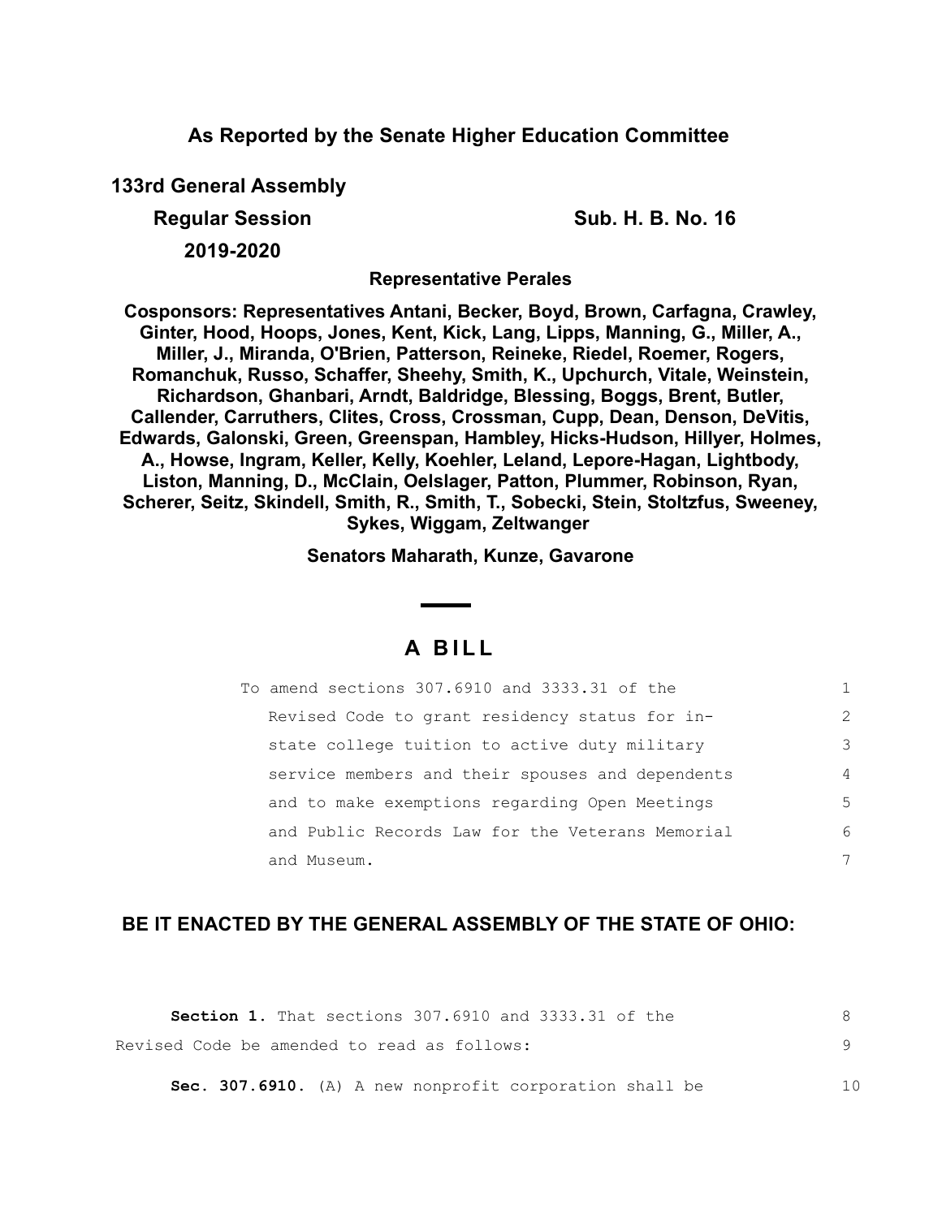**As Reported by the Senate Higher Education Committee**

**133rd General Assembly**

**Regular Session** **Sub. H. B. No. 16**

**2019-2020**

**Representative Perales**

**Cosponsors: Representatives Antani, Becker, Boyd, Brown, Carfagna, Crawley, Ginter, Hood, Hoops, Jones, Kent, Kick, Lang, Lipps, Manning, G., Miller, A., Miller, J., Miranda, O'Brien, Patterson, Reineke, Riedel, Roemer, Rogers, Romanchuk, Russo, Schaffer, Sheehy, Smith, K., Upchurch, Vitale, Weinstein, Richardson, Ghanbari, Arndt, Baldridge, Blessing, Boggs, Brent, Butler, Callender, Carruthers, Clites, Cross, Crossman, Cupp, Dean, Denson, DeVitis, Edwards, Galonski, Green, Greenspan, Hambley, Hicks-Hudson, Hillyer, Holmes, A., Howse, Ingram, Keller, Kelly, Koehler, Leland, Lepore-Hagan, Lightbody, Liston, Manning, D., McClain, Oelslager, Patton, Plummer, Robinson, Ryan, Scherer, Seitz, Skindell, Smith, R., Smith, T., Sobecki, Stein, Stoltzfus, Sweeney, Sykes, Wiggam, Zeltwanger**

**Senators Maharath, Kunze, Gavarone**

# A BILL

To amend sections 307.6910 and 3333.31 of the Revised Code to grant residency status for in-state college tuition to active duty military service members and their spouses and dependents and to make exemptions regarding Open Meetings and Public Records Law for the Veterans Memorial and Museum.

**BE IT ENACTED BY THE GENERAL ASSEMBLY OF THE STATE OF OHIO:**

**Section 1.** That sections 307.6910 and 3333.31 of the Revised Code be amended to read as follows:

**Sec. 307.6910.** (A) A new nonprofit corporation shall be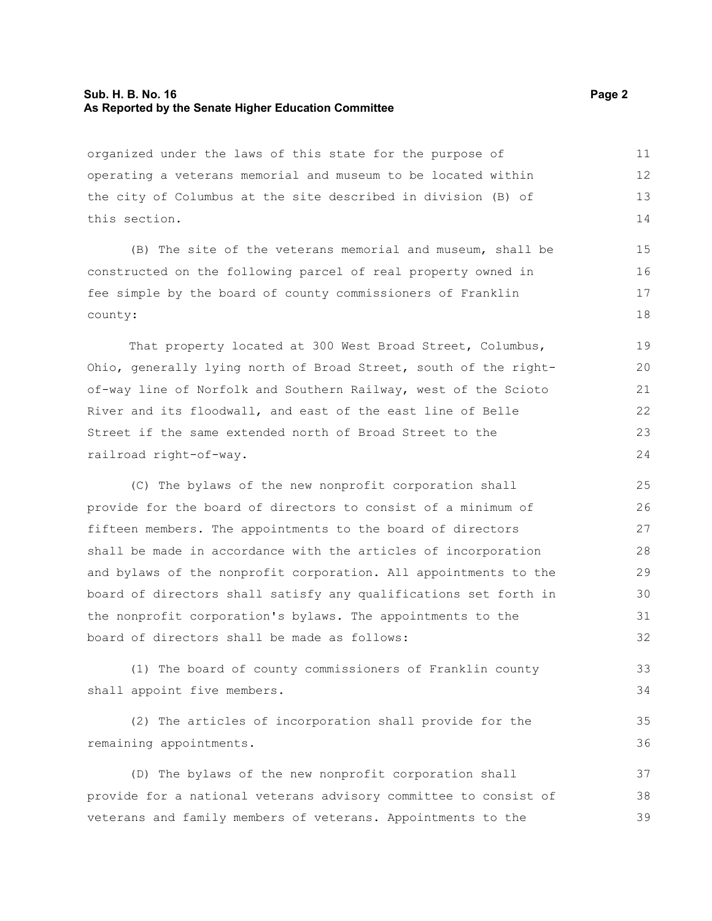organized under the laws of this state for the purpose of operating a veterans memorial and museum to be located within the city of Columbus at the site described in division (B) of this section.

(B) The site of the veterans memorial and museum, shall be constructed on the following parcel of real property owned in fee simple by the board of county commissioners of Franklin county:

That property located at 300 West Broad Street, Columbus, Ohio, generally lying north of Broad Street, south of the right-of-way line of Norfolk and Southern Railway, west of the Scioto River and its floodwall, and east of the east line of Belle Street if the same extended north of Broad Street to the railroad right-of-way.

(C) The bylaws of the new nonprofit corporation shall provide for the board of directors to consist of a minimum of fifteen members. The appointments to the board of directors shall be made in accordance with the articles of incorporation and bylaws of the nonprofit corporation. All appointments to the board of directors shall satisfy any qualifications set forth in the nonprofit corporation's bylaws. The appointments to the board of directors shall be made as follows:

(1) The board of county commissioners of Franklin county shall appoint five members.

(2) The articles of incorporation shall provide for the remaining appointments.

(D) The bylaws of the new nonprofit corporation shall provide for a national veterans advisory committee to consist of veterans and family members of veterans. Appointments to the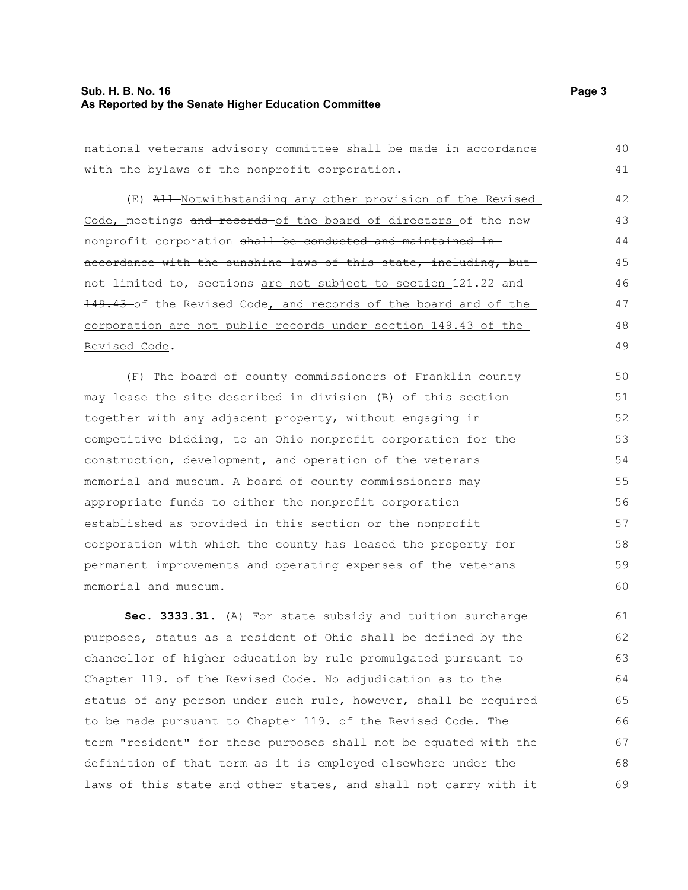national veterans advisory committee shall be made in accordance with the bylaws of the nonprofit corporation.

(E) ~~All~~ Notwithstanding any other provision of the Revised Code, meetings ~~and records~~ of the board of directors of the new nonprofit corporation ~~shall be conducted and maintained in accordance with the sunshine laws of this state, including, but not limited to, sections~~ are not subject to section 121.22 ~~and 149.43~~ of the Revised Code, and records of the board and of the corporation are not public records under section 149.43 of the Revised Code.

(F) The board of county commissioners of Franklin county may lease the site described in division (B) of this section together with any adjacent property, without engaging in competitive bidding, to an Ohio nonprofit corporation for the construction, development, and operation of the veterans memorial and museum. A board of county commissioners may appropriate funds to either the nonprofit corporation established as provided in this section or the nonprofit corporation with which the county has leased the property for permanent improvements and operating expenses of the veterans memorial and museum.

**Sec. 3333.31.** (A) For state subsidy and tuition surcharge purposes, status as a resident of Ohio shall be defined by the chancellor of higher education by rule promulgated pursuant to Chapter 119. of the Revised Code. No adjudication as to the status of any person under such rule, however, shall be required to be made pursuant to Chapter 119. of the Revised Code. The term "resident" for these purposes shall not be equated with the definition of that term as it is employed elsewhere under the laws of this state and other states, and shall not carry with it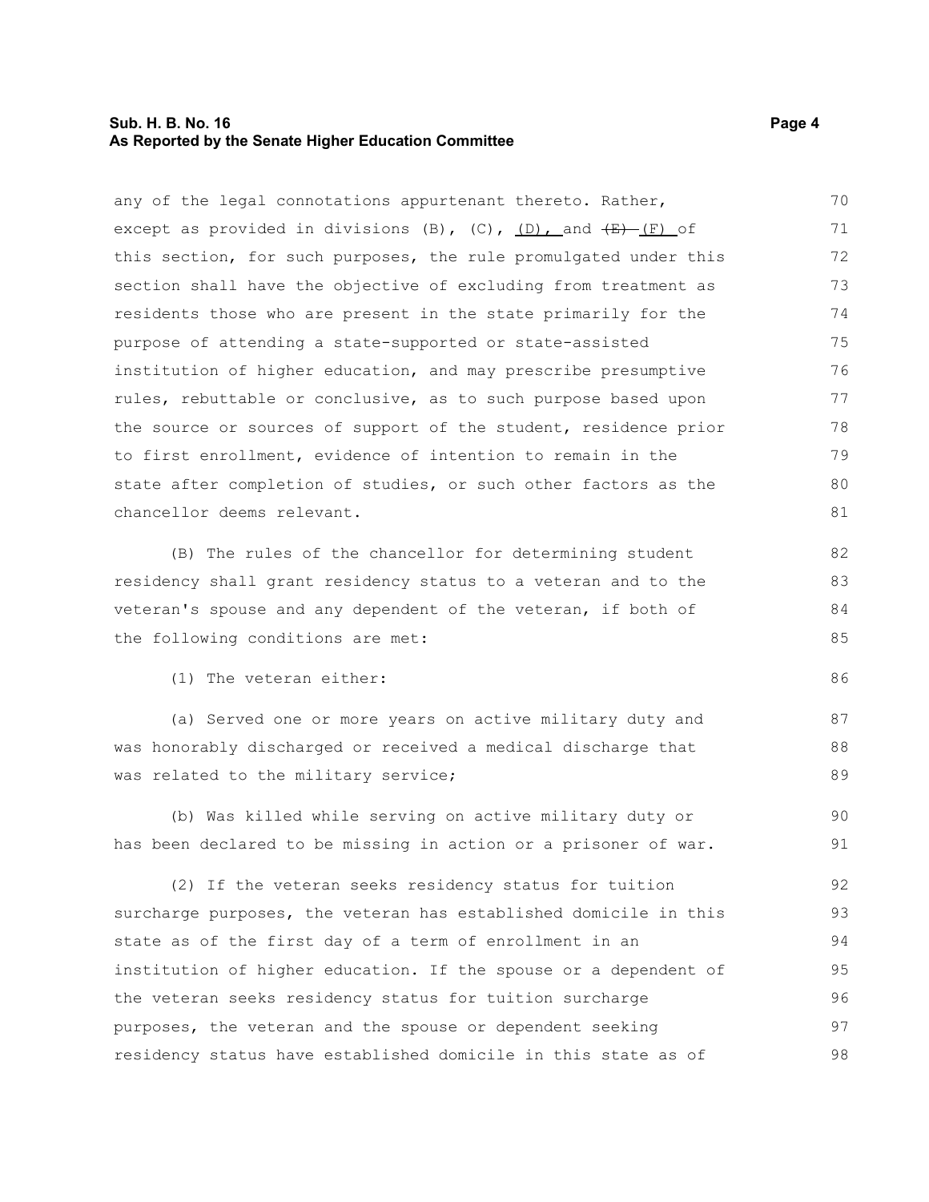any of the legal connotations appurtenant thereto. Rather, except as provided in divisions (B), (C), (D), and ~~(E)~~ (F) of this section, for such purposes, the rule promulgated under this section shall have the objective of excluding from treatment as residents those who are present in the state primarily for the purpose of attending a state-supported or state-assisted institution of higher education, and may prescribe presumptive rules, rebuttable or conclusive, as to such purpose based upon the source or sources of support of the student, residence prior to first enrollment, evidence of intention to remain in the state after completion of studies, or such other factors as the chancellor deems relevant.

(B) The rules of the chancellor for determining student residency shall grant residency status to a veteran and to the veteran's spouse and any dependent of the veteran, if both of the following conditions are met:

(1) The veteran either:

(a) Served one or more years on active military duty and was honorably discharged or received a medical discharge that was related to the military service;

(b) Was killed while serving on active military duty or has been declared to be missing in action or a prisoner of war.

(2) If the veteran seeks residency status for tuition surcharge purposes, the veteran has established domicile in this state as of the first day of a term of enrollment in an institution of higher education. If the spouse or a dependent of the veteran seeks residency status for tuition surcharge purposes, the veteran and the spouse or dependent seeking residency status have established domicile in this state as of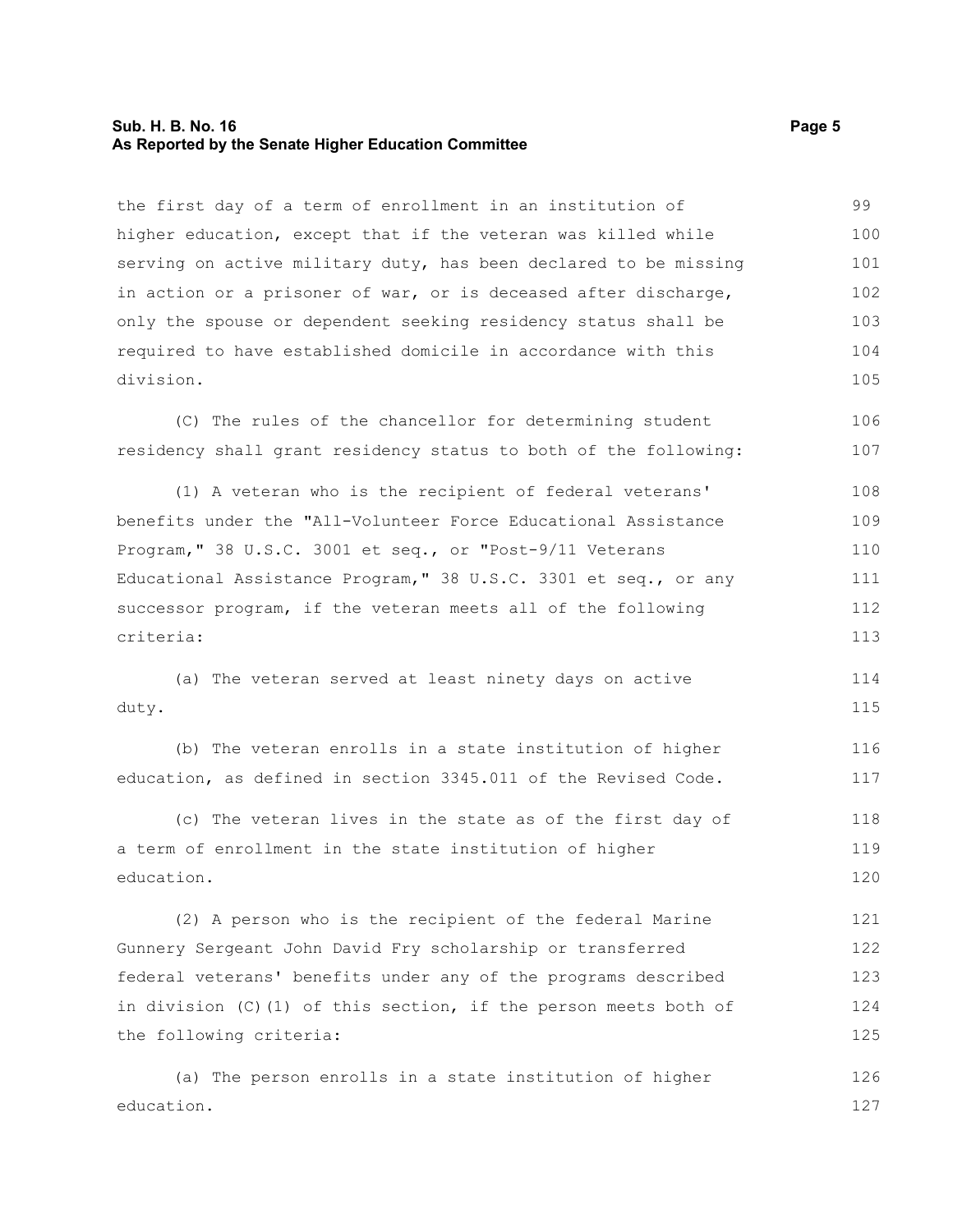the first day of a term of enrollment in an institution of higher education, except that if the veteran was killed while serving on active military duty, has been declared to be missing in action or a prisoner of war, or is deceased after discharge, only the spouse or dependent seeking residency status shall be required to have established domicile in accordance with this division.

(C) The rules of the chancellor for determining student residency shall grant residency status to both of the following:

(1) A veteran who is the recipient of federal veterans' benefits under the "All-Volunteer Force Educational Assistance Program," 38 U.S.C. 3001 et seq., or "Post-9/11 Veterans Educational Assistance Program," 38 U.S.C. 3301 et seq., or any successor program, if the veteran meets all of the following criteria:

(a) The veteran served at least ninety days on active duty.

(b) The veteran enrolls in a state institution of higher education, as defined in section 3345.011 of the Revised Code.

(c) The veteran lives in the state as of the first day of a term of enrollment in the state institution of higher education.

(2) A person who is the recipient of the federal Marine Gunnery Sergeant John David Fry scholarship or transferred federal veterans' benefits under any of the programs described in division (C)(1) of this section, if the person meets both of the following criteria:

(a) The person enrolls in a state institution of higher education.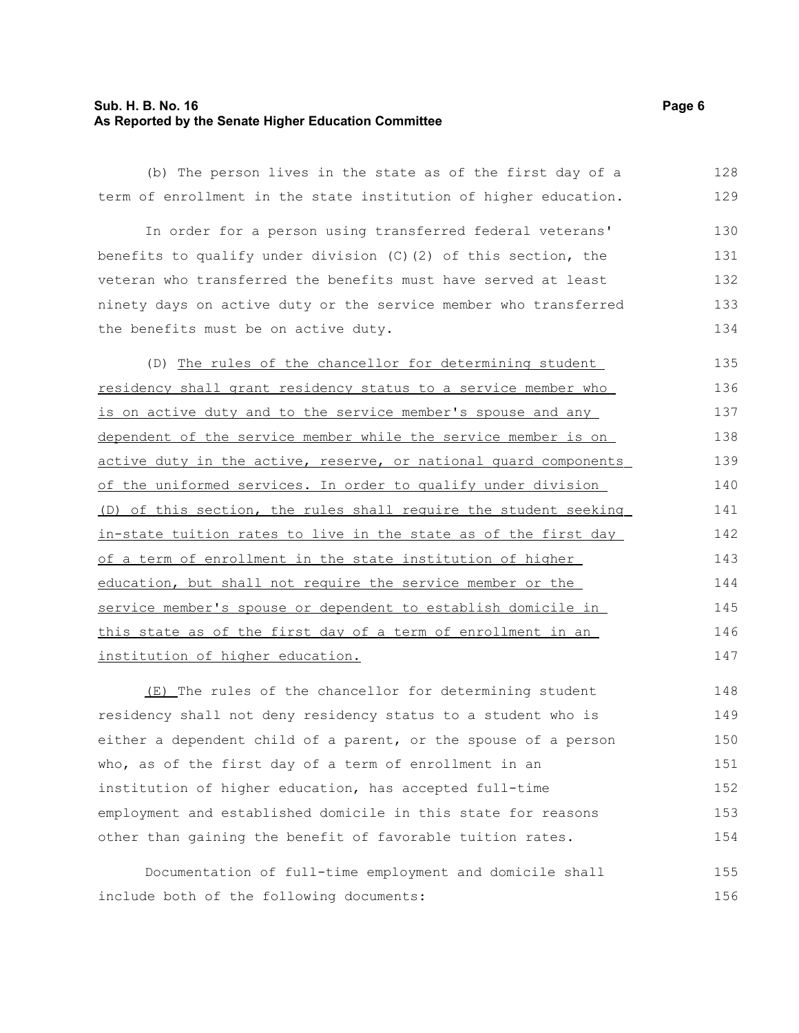(b) The person lives in the state as of the first day of a term of enrollment in the state institution of higher education.

In order for a person using transferred federal veterans' benefits to qualify under division (C)(2) of this section, the veteran who transferred the benefits must have served at least ninety days on active duty or the service member who transferred the benefits must be on active duty.

(D) <u>The rules of the chancellor for determining student residency shall grant residency status to a service member who is on active duty and to the service member's spouse and any dependent of the service member while the service member is on active duty in the active, reserve, or national guard components of the uniformed services. In order to qualify under division (D) of this section, the rules shall require the student seeking in-state tuition rates to live in the state as of the first day of a term of enrollment in the state institution of higher education, but shall not require the service member or the service member's spouse or dependent to establish domicile in this state as of the first day of a term of enrollment in an institution of higher education.</u>

<u>(E)</u> The rules of the chancellor for determining student residency shall not deny residency status to a student who is either a dependent child of a parent, or the spouse of a person who, as of the first day of a term of enrollment in an institution of higher education, has accepted full-time employment and established domicile in this state for reasons other than gaining the benefit of favorable tuition rates.

Documentation of full-time employment and domicile shall include both of the following documents: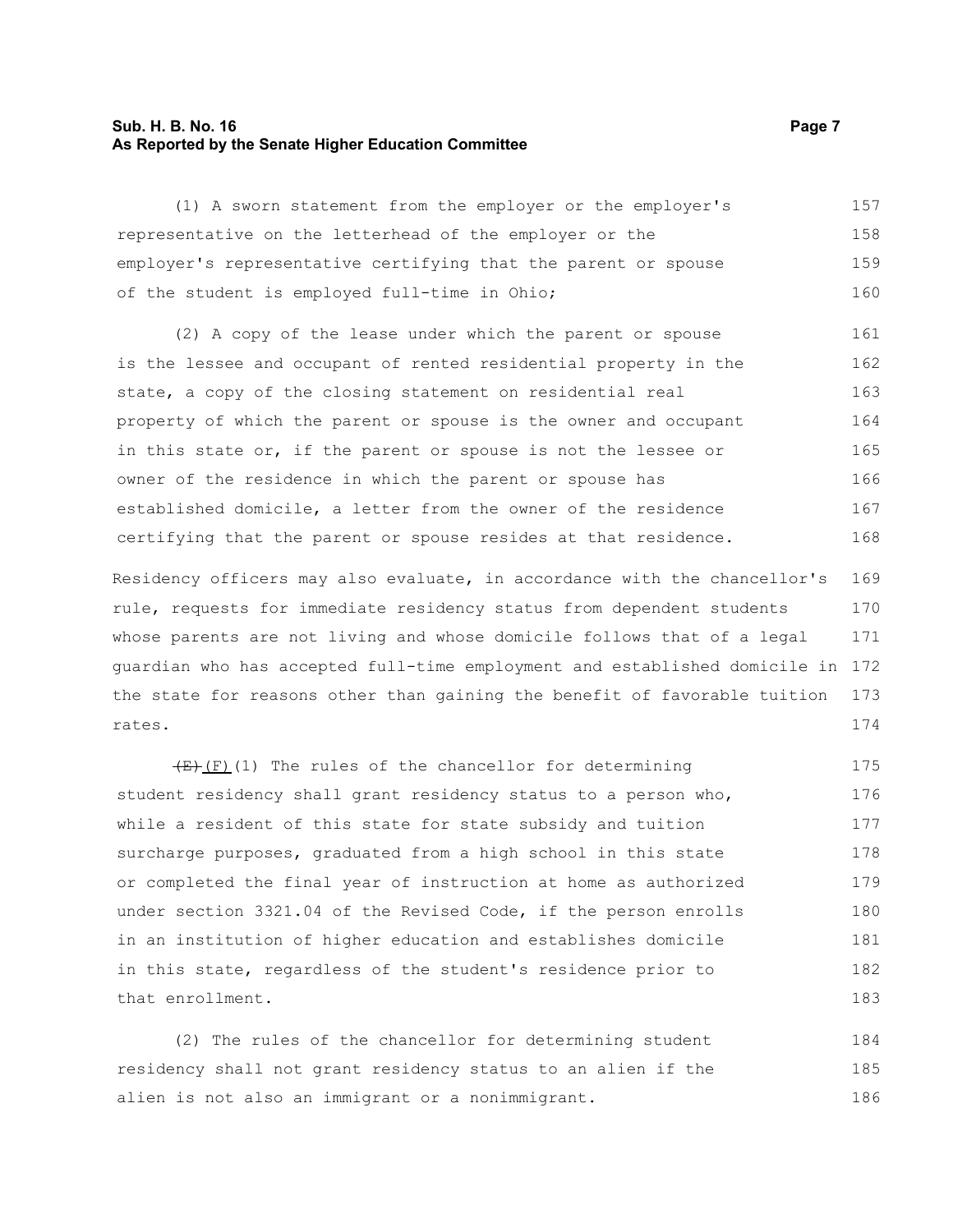(1) A sworn statement from the employer or the employer's representative on the letterhead of the employer or the employer's representative certifying that the parent or spouse of the student is employed full-time in Ohio;

(2) A copy of the lease under which the parent or spouse is the lessee and occupant of rented residential property in the state, a copy of the closing statement on residential real property of which the parent or spouse is the owner and occupant in this state or, if the parent or spouse is not the lessee or owner of the residence in which the parent or spouse has established domicile, a letter from the owner of the residence certifying that the parent or spouse resides at that residence.

Residency officers may also evaluate, in accordance with the chancellor's rule, requests for immediate residency status from dependent students whose parents are not living and whose domicile follows that of a legal guardian who has accepted full-time employment and established domicile in the state for reasons other than gaining the benefit of favorable tuition rates.

~~(E)~~ (F)(1) The rules of the chancellor for determining student residency shall grant residency status to a person who, while a resident of this state for state subsidy and tuition surcharge purposes, graduated from a high school in this state or completed the final year of instruction at home as authorized under section 3321.04 of the Revised Code, if the person enrolls in an institution of higher education and establishes domicile in this state, regardless of the student's residence prior to that enrollment.

(2) The rules of the chancellor for determining student residency shall not grant residency status to an alien if the alien is not also an immigrant or a nonimmigrant.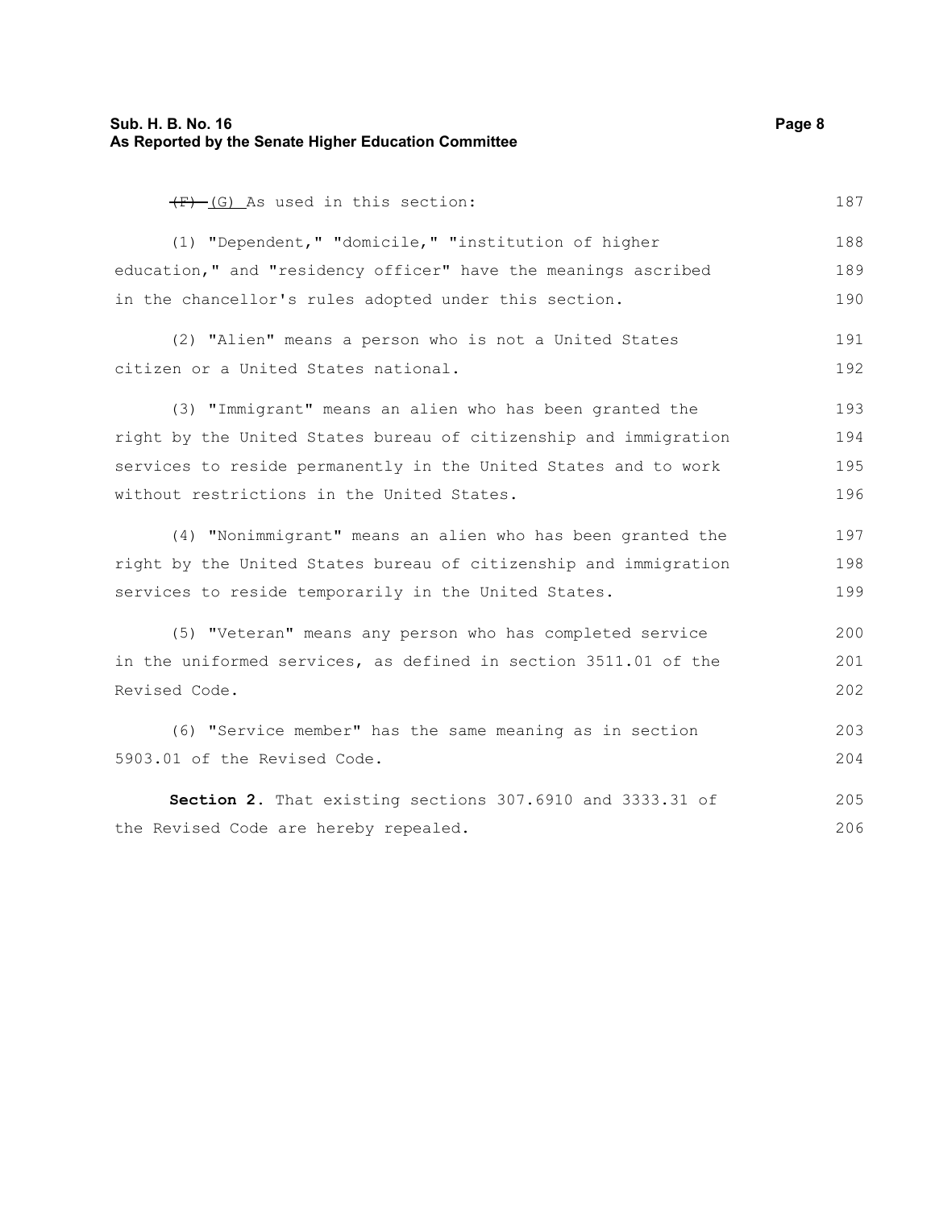~~(F)~~ (G) As used in this section:

(1) "Dependent," "domicile," "institution of higher education," and "residency officer" have the meanings ascribed in the chancellor's rules adopted under this section.

(2) "Alien" means a person who is not a United States citizen or a United States national.

(3) "Immigrant" means an alien who has been granted the right by the United States bureau of citizenship and immigration services to reside permanently in the United States and to work without restrictions in the United States.

(4) "Nonimmigrant" means an alien who has been granted the right by the United States bureau of citizenship and immigration services to reside temporarily in the United States.

(5) "Veteran" means any person who has completed service in the uniformed services, as defined in section 3511.01 of the Revised Code.

(6) "Service member" has the same meaning as in section 5903.01 of the Revised Code.

**Section 2.** That existing sections 307.6910 and 3333.31 of the Revised Code are hereby repealed.